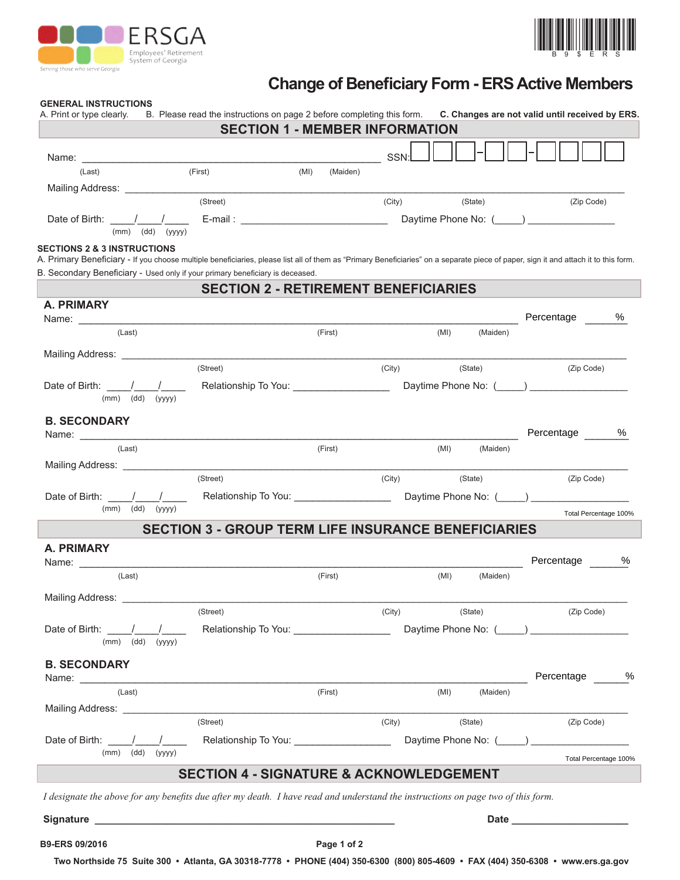ERSGA
Employees' Retirement System of Georgia
Serving those who serve Georgia

B 9 $ E R S

# Change of Beneficiary Form - ERS Active Members

**GENERAL INSTRUCTIONS**
A. Print or type clearly. B. Please read the instructions on page 2 before completing this form. **C. Changes are not valid until received by ERS.**

## SECTION 1 - MEMBER INFORMATION

Name: ____________________________________________ SSN: ☐☐☐-☐☐-☐☐☐☐
(Last) (First) (MI) (Maiden)

Mailing Address: ____________________________________________
(Street) (City) (State) (Zip Code)

Date of Birth: ____/____/_____ E-mail : ______________________ Daytime Phone No: (_____) _____________
(mm) (dd) (yyyy)

**SECTIONS 2 & 3 INSTRUCTIONS**
A. Primary Beneficiary - If you choose multiple beneficiaries, please list all of them as "Primary Beneficiaries" on a separate piece of paper, sign it and attach it to this form.
B. Secondary Beneficiary - Used only if your primary beneficiary is deceased.

## SECTION 2 - RETIREMENT BENEFICIARIES

### A. PRIMARY

Name: ____________________________________________ Percentage _____%
(Last) (First) (MI) (Maiden)

Mailing Address: ____________________________________________
(Street) (City) (State) (Zip Code)

Date of Birth: ____/____/_____ Relationship To You: _______________ Daytime Phone No: (_____) _____________
(mm) (dd) (yyyy)

### B. SECONDARY

Name: ____________________________________________ Percentage _____%
(Last) (First) (MI) (Maiden)

Mailing Address: ____________________________________________
(Street) (City) (State) (Zip Code)

Date of Birth: ____/____/_____ Relationship To You: _______________ Daytime Phone No: (_____) _____________
(mm) (dd) (yyyy)

Total Percentage 100%

## SECTION 3 - GROUP TERM LIFE INSURANCE BENEFICIARIES

### A. PRIMARY

Name: ____________________________________________ Percentage _____%
(Last) (First) (MI) (Maiden)

Mailing Address: ____________________________________________
(Street) (City) (State) (Zip Code)

Date of Birth: ____/____/_____ Relationship To You: _______________ Daytime Phone No: (_____) _____________
(mm) (dd) (yyyy)

### B. SECONDARY

Name: ____________________________________________ Percentage _____%
(Last) (First) (MI) (Maiden)

Mailing Address: ____________________________________________
(Street) (City) (State) (Zip Code)

Date of Birth: ____/____/_____ Relationship To You: _______________ Daytime Phone No: (_____) _____________
(mm) (dd) (yyyy)

Total Percentage 100%

## SECTION 4 - SIGNATURE & ACKNOWLEDGEMENT

*I designate the above for any benefits due after my death. I have read and understand the instructions on page two of this form.*

**Signature** ____________________________________________ **Date** ____________________

**B9-ERS 09/2016**

**Two Northside 75 Suite 300 • Atlanta, GA 30318-7778 • PHONE (404) 350-6300 (800) 805-4609 • FAX (404) 350-6308 • www.ers.ga.gov**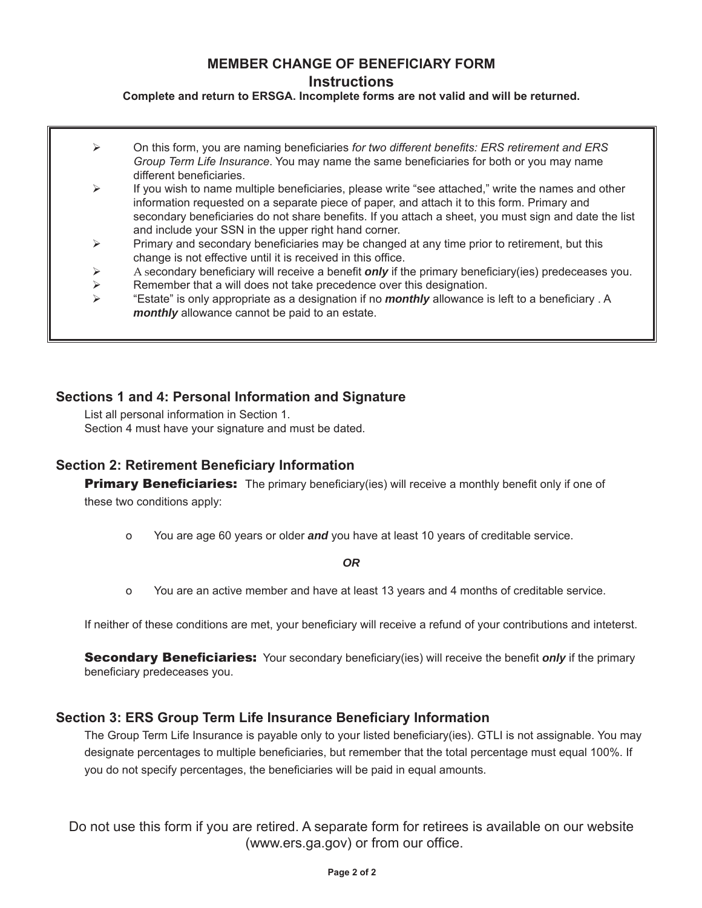# MEMBER CHANGE OF BENEFICIARY FORM

## Instructions

**Complete and return to ERSGA. Incomplete forms are not valid and will be returned.**

- On this form, you are naming beneficiaries *for two different benefits: ERS retirement and ERS Group Term Life Insurance*. You may name the same beneficiaries for both or you may name different beneficiaries.
- If you wish to name multiple beneficiaries, please write "see attached," write the names and other information requested on a separate piece of paper, and attach it to this form. Primary and secondary beneficiaries do not share benefits. If you attach a sheet, you must sign and date the list and include your SSN in the upper right hand corner.
- Primary and secondary beneficiaries may be changed at any time prior to retirement, but this change is not effective until it is received in this office.
- A secondary beneficiary will receive a benefit ***only*** if the primary beneficiary(ies) predeceases you.
- Remember that a will does not take precedence over this designation.
- "Estate" is only appropriate as a designation if no ***monthly*** allowance is left to a beneficiary . A ***monthly*** allowance cannot be paid to an estate.

### Sections 1 and 4: Personal Information and Signature

List all personal information in Section 1.
Section 4 must have your signature and must be dated.

### Section 2: Retirement Beneficiary Information

**Primary Beneficiaries:** The primary beneficiary(ies) will receive a monthly benefit only if one of these two conditions apply:

- You are age 60 years or older ***and*** you have at least 10 years of creditable service.

***OR***

- You are an active member and have at least 13 years and 4 months of creditable service.

If neither of these conditions are met, your beneficiary will receive a refund of your contributions and inteterst.

**Secondary Beneficiaries:** Your secondary beneficiary(ies) will receive the benefit ***only*** if the primary beneficiary predeceases you.

### Section 3: ERS Group Term Life Insurance Beneficiary Information

The Group Term Life Insurance is payable only to your listed beneficiary(ies). GTLI is not assignable. You may designate percentages to multiple beneficiaries, but remember that the total percentage must equal 100%. If you do not specify percentages, the beneficiaries will be paid in equal amounts.

Do not use this form if you are retired. A separate form for retirees is available on our website (www.ers.ga.gov) or from our office.